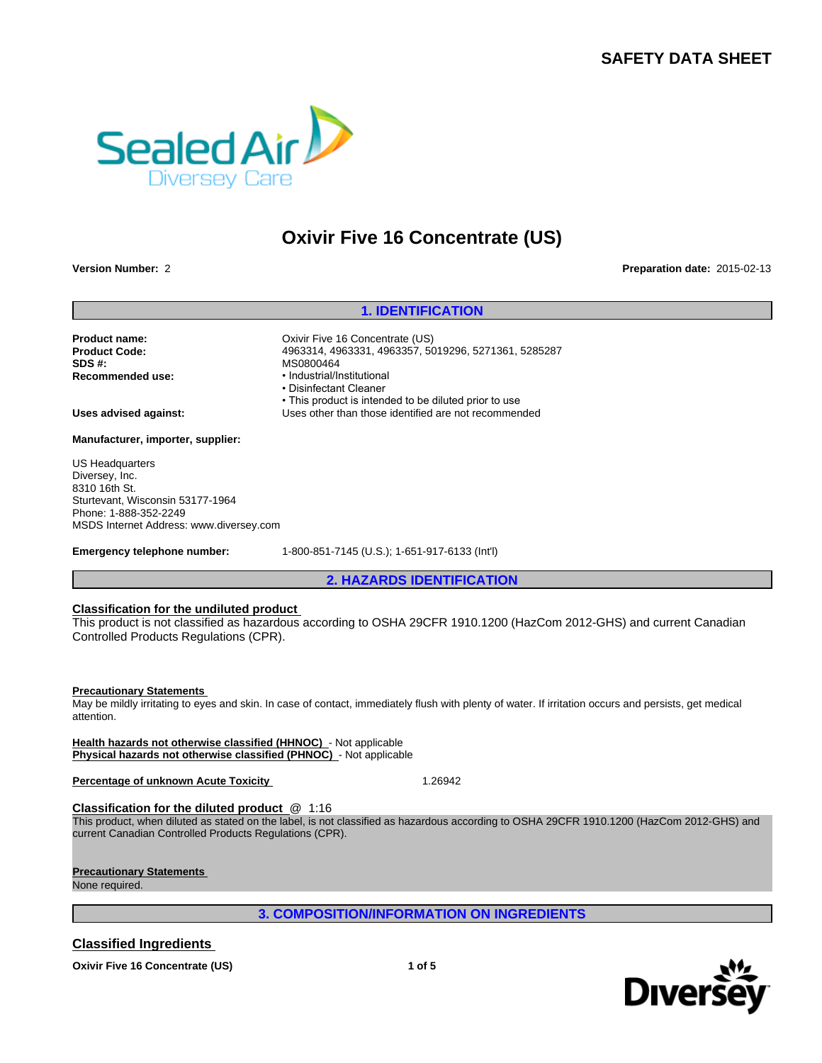# SAFETY DATA SHEET

# Oxivir Five 16 Concentrate (US)

**Version Number:** 2

**Preparation date:** 2015-02-13

## 1. IDENTIFICATION

**Product name:** Oxivir Five 16 Concentrate (US)
**Product Code:** 4963314, 4963331, 4963357, 5019296, 5271361, 5285287
**SDS #:** MS0800464
**Recommended use:**
- Industrial/Institutional
- Disinfectant Cleaner
- This product is intended to be diluted prior to use

**Uses advised against:** Uses other than those identified are not recommended

**Manufacturer, importer, supplier:**

US Headquarters
Diversey, Inc.
8310 16th St.
Sturtevant, Wisconsin 53177-1964
Phone: 1-888-352-2249
MSDS Internet Address: www.diversey.com

**Emergency telephone number:** 1-800-851-7145 (U.S.); 1-651-917-6133 (Int'l)

## 2. HAZARDS IDENTIFICATION

**Classification for the undiluted product**

This product is not classified as hazardous according to OSHA 29CFR 1910.1200 (HazCom 2012-GHS) and current Canadian Controlled Products Regulations (CPR).

**Precautionary Statements**

May be mildly irritating to eyes and skin. In case of contact, immediately flush with plenty of water. If irritation occurs and persists, get medical attention.

**Health hazards not otherwise classified (HHNOC)** - Not applicable
**Physical hazards not otherwise classified (PHNOC)** - Not applicable

**Percentage of unknown Acute Toxicity** 1.26942

**Classification for the diluted product** @ 1:16

This product, when diluted as stated on the label, is not classified as hazardous according to OSHA 29CFR 1910.1200 (HazCom 2012-GHS) and current Canadian Controlled Products Regulations (CPR).

**Precautionary Statements**

None required.

## 3. COMPOSITION/INFORMATION ON INGREDIENTS

### Classified Ingredients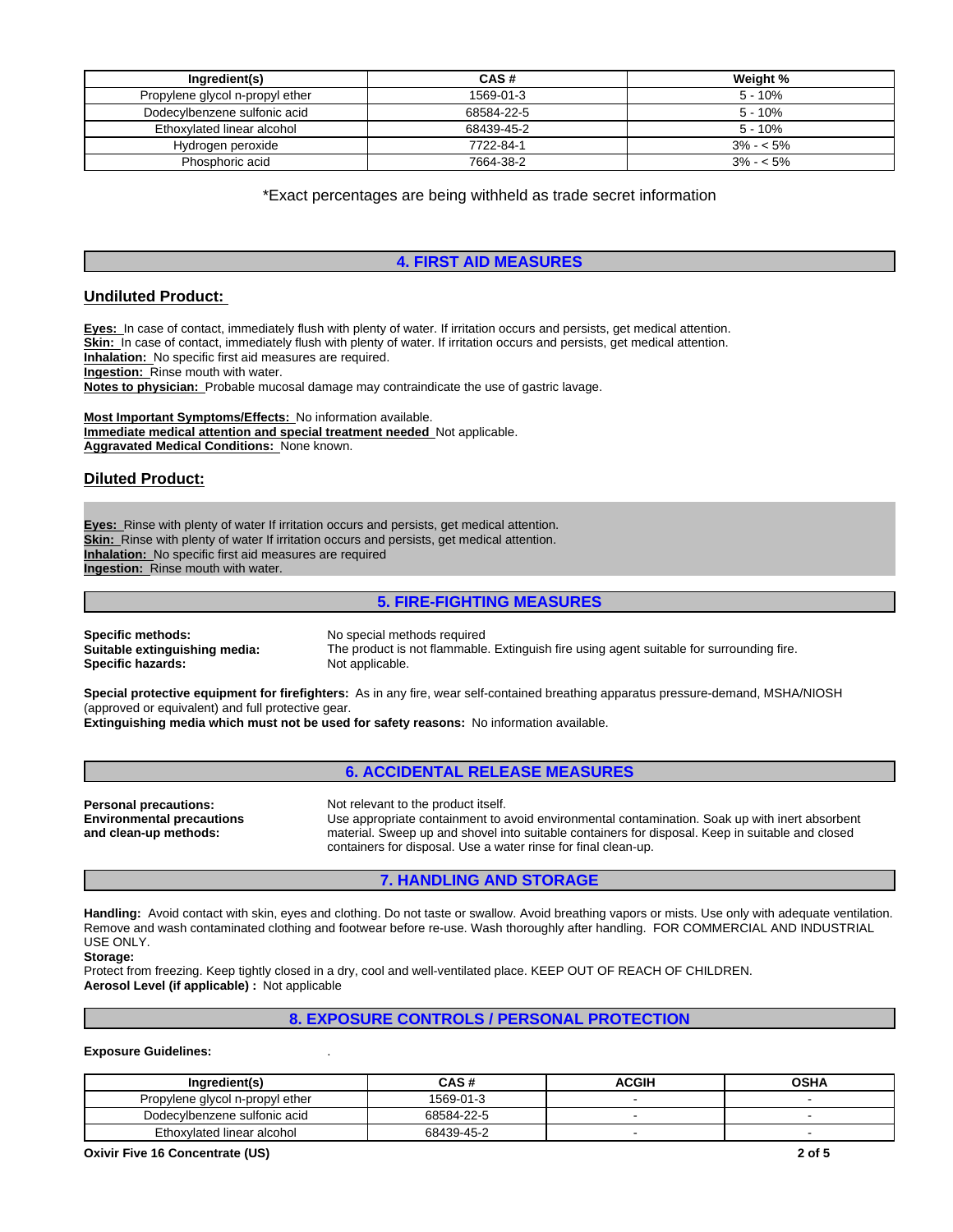| Ingredient(s) | CAS # | Weight % |
|---|---|---|
| Propylene glycol n-propyl ether | 1569-01-3 | 5 - 10% |
| Dodecylbenzene sulfonic acid | 68584-22-5 | 5 - 10% |
| Ethoxylated linear alcohol | 68439-45-2 | 5 - 10% |
| Hydrogen peroxide | 7722-84-1 | 3% - < 5% |
| Phosphoric acid | 7664-38-2 | 3% - < 5% |

*Exact percentages are being withheld as trade secret information

## 4. FIRST AID MEASURES

### Undiluted Product:

**Eyes:** In case of contact, immediately flush with plenty of water. If irritation occurs and persists, get medical attention.
**Skin:** In case of contact, immediately flush with plenty of water. If irritation occurs and persists, get medical attention.
**Inhalation:** No specific first aid measures are required.
**Ingestion:** Rinse mouth with water.
**Notes to physician:** Probable mucosal damage may contraindicate the use of gastric lavage.

**Most Important Symptoms/Effects:** No information available.
**Immediate medical attention and special treatment needed** Not applicable.
**Aggravated Medical Conditions:** None known.

### Diluted Product:

**Eyes:** Rinse with plenty of water If irritation occurs and persists, get medical attention.
**Skin:** Rinse with plenty of water If irritation occurs and persists, get medical attention.
**Inhalation:** No specific first aid measures are required
**Ingestion:** Rinse mouth with water.

## 5. FIRE-FIGHTING MEASURES

**Specific methods:** No special methods required
**Suitable extinguishing media:** The product is not flammable. Extinguish fire using agent suitable for surrounding fire.
**Specific hazards:** Not applicable.

**Special protective equipment for firefighters:** As in any fire, wear self-contained breathing apparatus pressure-demand, MSHA/NIOSH (approved or equivalent) and full protective gear.
**Extinguishing media which must not be used for safety reasons:** No information available.

## 6. ACCIDENTAL RELEASE MEASURES

**Personal precautions:** Not relevant to the product itself.
**Environmental precautions and clean-up methods:** Use appropriate containment to avoid environmental contamination. Soak up with inert absorbent material. Sweep up and shovel into suitable containers for disposal. Keep in suitable and closed containers for disposal. Use a water rinse for final clean-up.

## 7. HANDLING AND STORAGE

**Handling:** Avoid contact with skin, eyes and clothing. Do not taste or swallow. Avoid breathing vapors or mists. Use only with adequate ventilation. Remove and wash contaminated clothing and footwear before re-use. Wash thoroughly after handling. FOR COMMERCIAL AND INDUSTRIAL USE ONLY.
**Storage:**
Protect from freezing. Keep tightly closed in a dry, cool and well-ventilated place. KEEP OUT OF REACH OF CHILDREN.
**Aerosol Level (if applicable) :** Not applicable

## 8. EXPOSURE CONTROLS / PERSONAL PROTECTION

**Exposure Guidelines:** .

| Ingredient(s) | CAS # | ACGIH | OSHA |
|---|---|---|---|
| Propylene glycol n-propyl ether | 1569-01-3 | - | - |
| Dodecylbenzene sulfonic acid | 68584-22-5 | - | - |
| Ethoxylated linear alcohol | 68439-45-2 | - | - |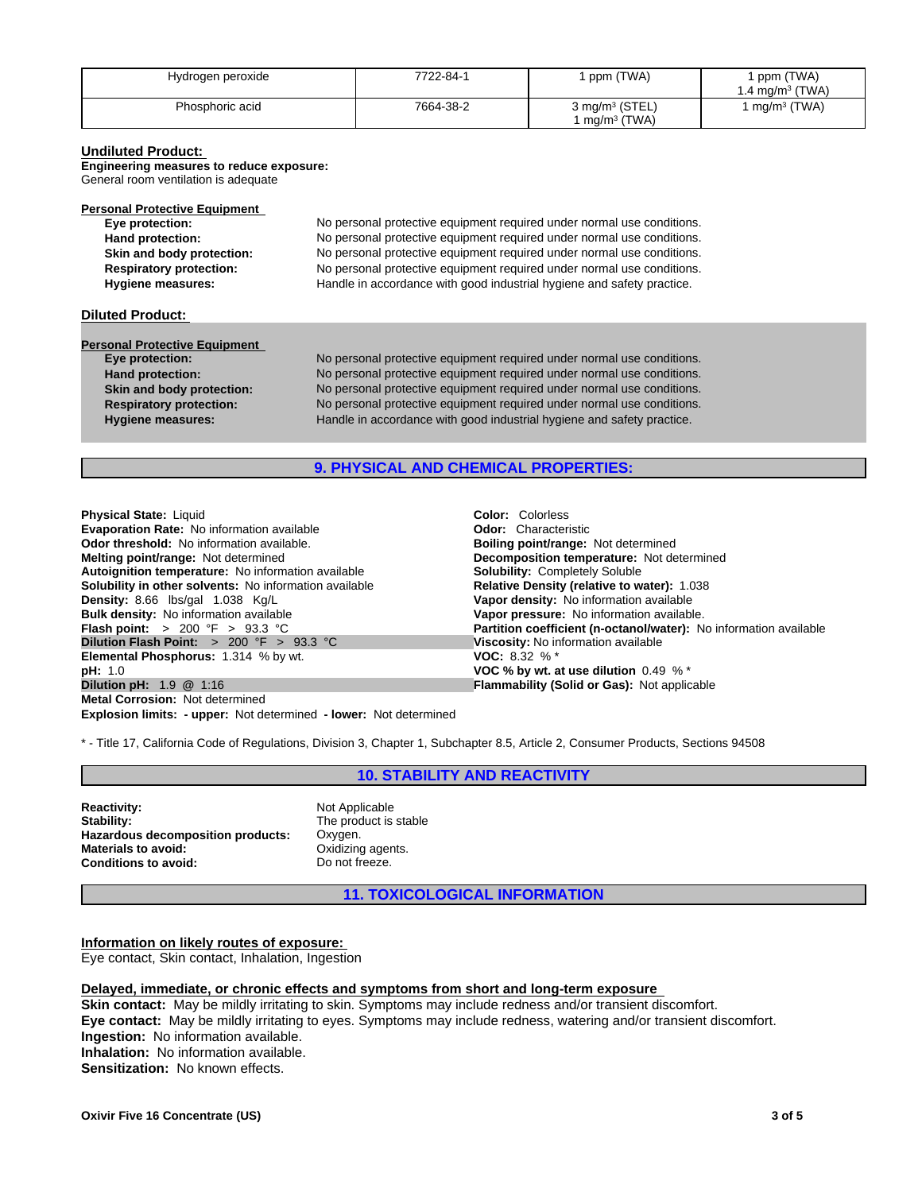| Hydrogen peroxide | 7722-84-1 | 1 ppm (TWA) | 1 ppm (TWA)<br>1.4 mg/m³ (TWA) |
|---|---|---|---|
| Phosphoric acid | 7664-38-2 | 3 mg/m³ (STEL)<br>1 mg/m³ (TWA) | 1 mg/m³ (TWA) |

**Undiluted Product:**

**Engineering measures to reduce exposure:**
General room ventilation is adequate

**Personal Protective Equipment**

- **Eye protection:** No personal protective equipment required under normal use conditions.
- **Hand protection:** No personal protective equipment required under normal use conditions.
- **Skin and body protection:** No personal protective equipment required under normal use conditions.
- **Respiratory protection:** No personal protective equipment required under normal use conditions.
- **Hygiene measures:** Handle in accordance with good industrial hygiene and safety practice.

**Diluted Product:**

**Personal Protective Equipment**

- **Eye protection:** No personal protective equipment required under normal use conditions.
- **Hand protection:** No personal protective equipment required under normal use conditions.
- **Skin and body protection:** No personal protective equipment required under normal use conditions.
- **Respiratory protection:** No personal protective equipment required under normal use conditions.
- **Hygiene measures:** Handle in accordance with good industrial hygiene and safety practice.

## 9. PHYSICAL AND CHEMICAL PROPERTIES:

**Physical State:** Liquid
**Evaporation Rate:** No information available
**Odor threshold:** No information available.
**Melting point/range:** Not determined
**Autoignition temperature:** No information available
**Solubility in other solvents:** No information available
**Density:** 8.66 lbs/gal 1.038 Kg/L
**Bulk density:** No information available
**Flash point:** > 200 °F > 93.3 °C
**Dilution Flash Point:** > 200 °F > 93.3 °C
**Elemental Phosphorus:** 1.314 % by wt.
**pH:** 1.0
**Dilution pH:** 1.9 @ 1:16
**Metal Corrosion:** Not determined
**Explosion limits: - upper:** Not determined **- lower:** Not determined

**Color:** Colorless
**Odor:** Characteristic
**Boiling point/range:** Not determined
**Decomposition temperature:** Not determined
**Solubility:** Completely Soluble
**Relative Density (relative to water):** 1.038
**Vapor density:** No information available
**Vapor pressure:** No information available.
**Partition coefficient (n-octanol/water):** No information available
**Viscosity:** No information available
**VOC:** 8.32 % *
**VOC % by wt. at use dilution** 0.49 % *
**Flammability (Solid or Gas):** Not applicable

* - Title 17, California Code of Regulations, Division 3, Chapter 1, Subchapter 8.5, Article 2, Consumer Products, Sections 94508

## 10. STABILITY AND REACTIVITY

- **Reactivity:** Not Applicable
- **Stability:** The product is stable
- **Hazardous decomposition products:** Oxygen.
- **Materials to avoid:** Oxidizing agents.
- **Conditions to avoid:** Do not freeze.

## 11. TOXICOLOGICAL INFORMATION

**Information on likely routes of exposure:**
Eye contact, Skin contact, Inhalation, Ingestion

**Delayed, immediate, or chronic effects and symptoms from short and long-term exposure**
**Skin contact:** May be mildly irritating to skin. Symptoms may include redness and/or transient discomfort.
**Eye contact:** May be mildly irritating to eyes. Symptoms may include redness, watering and/or transient discomfort.
**Ingestion:** No information available.
**Inhalation:** No information available.
**Sensitization:** No known effects.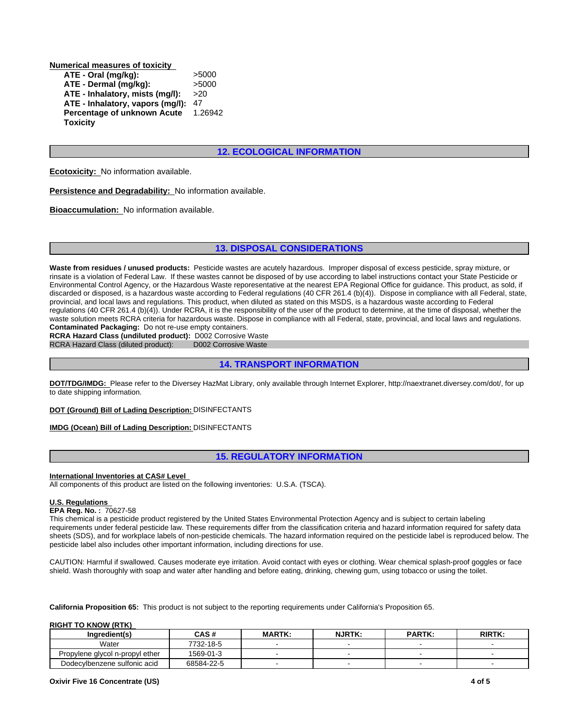**Numerical measures of toxicity**

| | |
|---|---|
| **ATE - Oral (mg/kg):** | >5000 |
| **ATE - Dermal (mg/kg):** | >5000 |
| **ATE - Inhalatory, mists (mg/l):** | >20 |
| **ATE - Inhalatory, vapors (mg/l):** | 47 |
| **Percentage of unknown Acute Toxicity** | 1.26942 |

## 12. ECOLOGICAL INFORMATION

**Ecotoxicity:** No information available.

**Persistence and Degradability:** No information available.

**Bioaccumulation:** No information available.

## 13. DISPOSAL CONSIDERATIONS

**Waste from residues / unused products:** Pesticide wastes are acutely hazardous. Improper disposal of excess pesticide, spray mixture, or rinsate is a violation of Federal Law. If these wastes cannot be disposed of by use according to label instructions contact your State Pesticide or Environmental Control Agency, or the Hazardous Waste reporesentative at the nearest EPA Regional Office for guidance. This product, as sold, if discarded or disposed, is a hazardous waste according to Federal regulations (40 CFR 261.4 (b)(4)). Dispose in compliance with all Federal, state, provincial, and local laws and regulations. This product, when diluted as stated on this MSDS, is a hazardous waste according to Federal regulations (40 CFR 261.4 (b)(4)). Under RCRA, it is the responsibility of the user of the product to determine, at the time of disposal, whether the waste solution meets RCRA criteria for hazardous waste. Dispose in compliance with all Federal, state, provincial, and local laws and regulations.
**Contaminated Packaging:** Do not re-use empty containers.
**RCRA Hazard Class (undiluted product):** D002 Corrosive Waste
RCRA Hazard Class (diluted product): D002 Corrosive Waste

## 14. TRANSPORT INFORMATION

**DOT/TDG/IMDG:** Please refer to the Diversey HazMat Library, only available through Internet Explorer, http://naextranet.diversey.com/dot/, for up to date shipping information.

**DOT (Ground) Bill of Lading Description:** DISINFECTANTS

**IMDG (Ocean) Bill of Lading Description:** DISINFECTANTS

## 15. REGULATORY INFORMATION

**International Inventories at CAS# Level**
All components of this product are listed on the following inventories: U.S.A. (TSCA).

**U.S. Regulations**
**EPA Reg. No. :** 70627-58
This chemical is a pesticide product registered by the United States Environmental Protection Agency and is subject to certain labeling requirements under federal pesticide law. These requirements differ from the classification criteria and hazard information required for safety data sheets (SDS), and for workplace labels of non-pesticide chemicals. The hazard information required on the pesticide label is reproduced below. The pesticide label also includes other important information, including directions for use.

CAUTION: Harmful if swallowed. Causes moderate eye irritation. Avoid contact with eyes or clothing. Wear chemical splash-proof goggles or face shield. Wash thoroughly with soap and water after handling and before eating, drinking, chewing gum, using tobacco or using the toilet.

**California Proposition 65:** This product is not subject to the reporting requirements under California's Proposition 65.

**RIGHT TO KNOW (RTK)**

| Ingredient(s) | CAS # | MARTK: | NJRTK: | PARTK: | RIRTK: |
|---|---|---|---|---|---|
| Water | 7732-18-5 | - | - | - | - |
| Propylene glycol n-propyl ether | 1569-01-3 | - | - | - | - |
| Dodecylbenzene sulfonic acid | 68584-22-5 | - | - | - | - |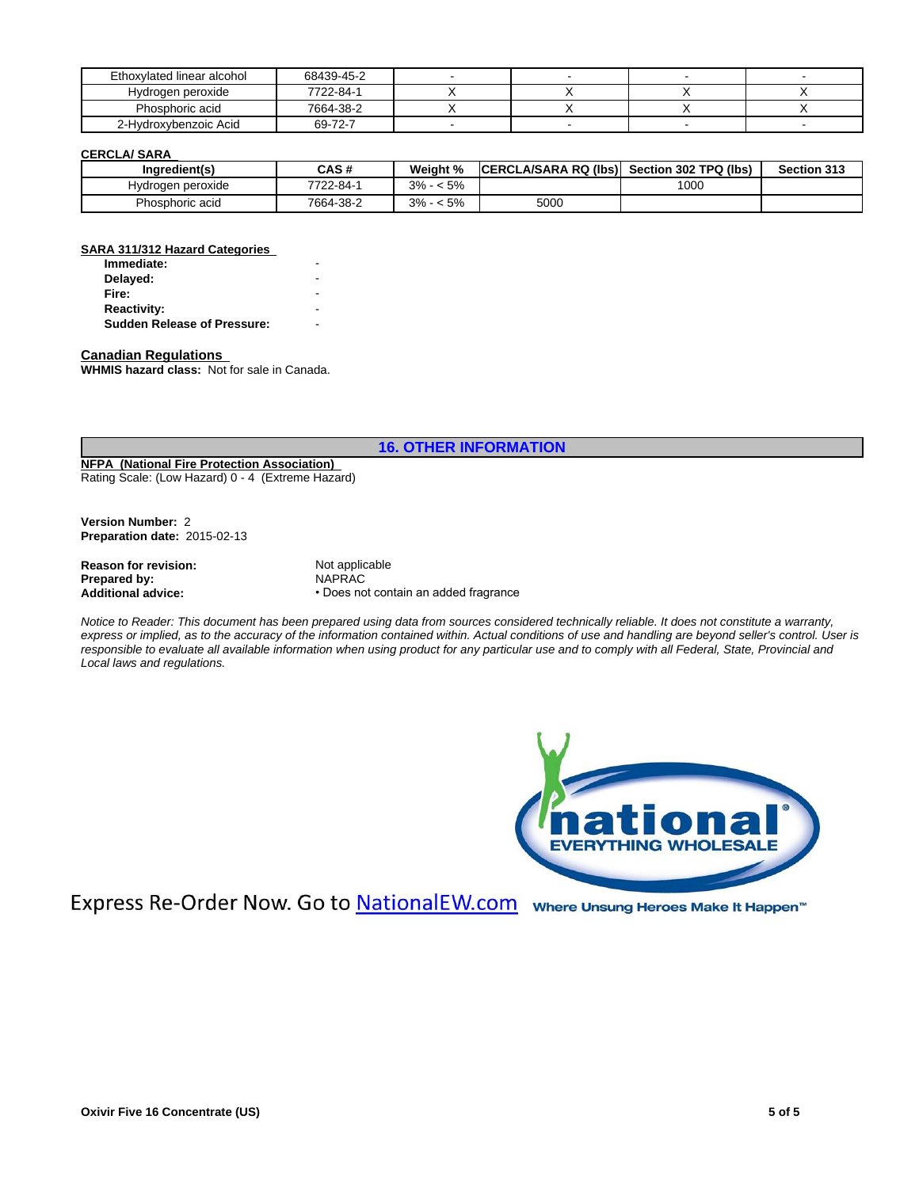| | | | | | |
|---|---|---|---|---|---|
| Ethoxylated linear alcohol | 68439-45-2 | - | - | - | - |
| Hydrogen peroxide | 7722-84-1 | X | X | X | X |
| Phosphoric acid | 7664-38-2 | X | X | X | X |
| 2-Hydroxybenzoic Acid | 69-72-7 | - | - | - | - |

**CERCLA/ SARA**

| Ingredient(s) | CAS # | Weight % | CERCLA/SARA RQ (lbs) | Section 302 TPQ (lbs) | Section 313 |
|---|---|---|---|---|---|
| Hydrogen peroxide | 7722-84-1 | 3% - < 5% | | 1000 | |
| Phosphoric acid | 7664-38-2 | 3% - < 5% | 5000 | | |

**SARA 311/312 Hazard Categories**

**Immediate:** -
**Delayed:** -
**Fire:** -
**Reactivity:** -
**Sudden Release of Pressure:** -

**Canadian Regulations**

**WHMIS hazard class:** Not for sale in Canada.

## 16. OTHER INFORMATION

**NFPA (National Fire Protection Association)**
Rating Scale: (Low Hazard) 0 - 4 (Extreme Hazard)

**Version Number:** 2
**Preparation date:** 2015-02-13

**Reason for revision:** Not applicable
**Prepared by:** NAPRAC
**Additional advice:** • Does not contain an added fragrance

*Notice to Reader: This document has been prepared using data from sources considered technically reliable. It does not constitute a warranty, express or implied, as to the accuracy of the information contained within. Actual conditions of use and handling are beyond seller's control. User is responsible to evaluate all available information when using product for any particular use and to comply with all Federal, State, Provincial and Local laws and regulations.*

national® EVERYTHING WHOLESALE

Express Re-Order Now. Go to NationalEW.com Where Unsung Heroes Make It Happen™

Oxivir Five 16 Concentrate (US)